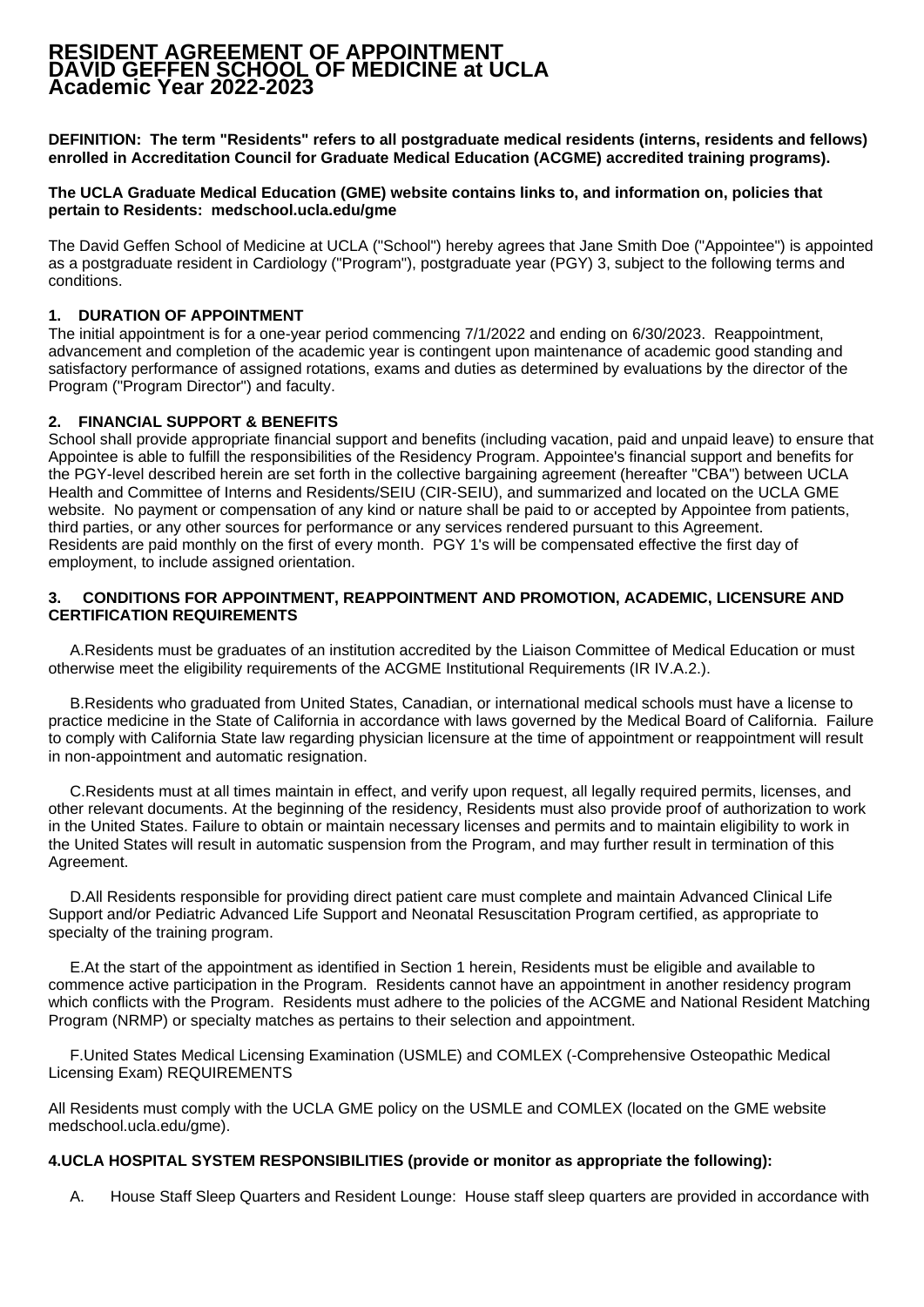# RESIDENT AGREEMENT OF APPOINTMENT
# DAVID GEFFEN SCHOOL OF MEDICINE at UCLA
# Academic Year 2022-2023

**DEFINITION: The term "Residents" refers to all postgraduate medical residents (interns, residents and fellows) enrolled in Accreditation Council for Graduate Medical Education (ACGME) accredited training programs).**

**The UCLA Graduate Medical Education (GME) website contains links to, and information on, policies that pertain to Residents: medschool.ucla.edu/gme**

The David Geffen School of Medicine at UCLA ("School") hereby agrees that Jane Smith Doe ("Appointee") is appointed as a postgraduate resident in Cardiology ("Program"), postgraduate year (PGY) 3, subject to the following terms and conditions.

### 1. DURATION OF APPOINTMENT

The initial appointment is for a one-year period commencing 7/1/2022 and ending on 6/30/2023. Reappointment, advancement and completion of the academic year is contingent upon maintenance of academic good standing and satisfactory performance of assigned rotations, exams and duties as determined by evaluations by the director of the Program ("Program Director") and faculty.

### 2. FINANCIAL SUPPORT & BENEFITS

School shall provide appropriate financial support and benefits (including vacation, paid and unpaid leave) to ensure that Appointee is able to fulfill the responsibilities of the Residency Program. Appointee's financial support and benefits for the PGY-level described herein are set forth in the collective bargaining agreement (hereafter "CBA") between UCLA Health and Committee of Interns and Residents/SEIU (CIR-SEIU), and summarized and located on the UCLA GME website. No payment or compensation of any kind or nature shall be paid to or accepted by Appointee from patients, third parties, or any other sources for performance or any services rendered pursuant to this Agreement.
Residents are paid monthly on the first of every month. PGY 1's will be compensated effective the first day of employment, to include assigned orientation.

### 3. CONDITIONS FOR APPOINTMENT, REAPPOINTMENT AND PROMOTION, ACADEMIC, LICENSURE AND CERTIFICATION REQUIREMENTS

A.Residents must be graduates of an institution accredited by the Liaison Committee of Medical Education or must otherwise meet the eligibility requirements of the ACGME Institutional Requirements (IR IV.A.2.).

B.Residents who graduated from United States, Canadian, or international medical schools must have a license to practice medicine in the State of California in accordance with laws governed by the Medical Board of California. Failure to comply with California State law regarding physician licensure at the time of appointment or reappointment will result in non-appointment and automatic resignation.

C.Residents must at all times maintain in effect, and verify upon request, all legally required permits, licenses, and other relevant documents. At the beginning of the residency, Residents must also provide proof of authorization to work in the United States. Failure to obtain or maintain necessary licenses and permits and to maintain eligibility to work in the United States will result in automatic suspension from the Program, and may further result in termination of this Agreement.

D.All Residents responsible for providing direct patient care must complete and maintain Advanced Clinical Life Support and/or Pediatric Advanced Life Support and Neonatal Resuscitation Program certified, as appropriate to specialty of the training program.

E.At the start of the appointment as identified in Section 1 herein, Residents must be eligible and available to commence active participation in the Program. Residents cannot have an appointment in another residency program which conflicts with the Program. Residents must adhere to the policies of the ACGME and National Resident Matching Program (NRMP) or specialty matches as pertains to their selection and appointment.

F.United States Medical Licensing Examination (USMLE) and COMLEX (-Comprehensive Osteopathic Medical Licensing Exam) REQUIREMENTS

All Residents must comply with the UCLA GME policy on the USMLE and COMLEX (located on the GME website medschool.ucla.edu/gme).

### 4.UCLA HOSPITAL SYSTEM RESPONSIBILITIES (provide or monitor as appropriate the following):

A. House Staff Sleep Quarters and Resident Lounge: House staff sleep quarters are provided in accordance with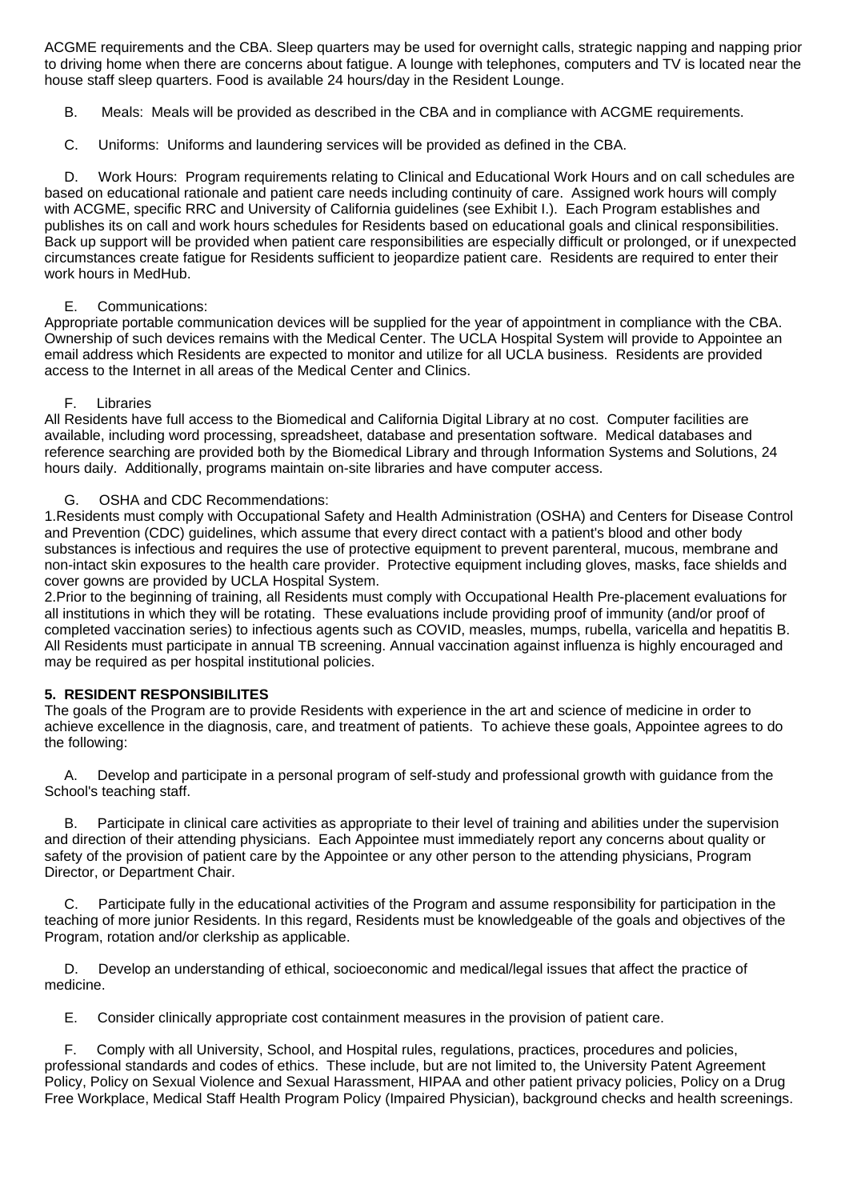ACGME requirements and the CBA. Sleep quarters may be used for overnight calls, strategic napping and napping prior to driving home when there are concerns about fatigue. A lounge with telephones, computers and TV is located near the house staff sleep quarters. Food is available 24 hours/day in the Resident Lounge.

B. Meals: Meals will be provided as described in the CBA and in compliance with ACGME requirements.

C. Uniforms: Uniforms and laundering services will be provided as defined in the CBA.

D. Work Hours: Program requirements relating to Clinical and Educational Work Hours and on call schedules are based on educational rationale and patient care needs including continuity of care. Assigned work hours will comply with ACGME, specific RRC and University of California guidelines (see Exhibit I.). Each Program establishes and publishes its on call and work hours schedules for Residents based on educational goals and clinical responsibilities. Back up support will be provided when patient care responsibilities are especially difficult or prolonged, or if unexpected circumstances create fatigue for Residents sufficient to jeopardize patient care. Residents are required to enter their work hours in MedHub.

E. Communications:
Appropriate portable communication devices will be supplied for the year of appointment in compliance with the CBA. Ownership of such devices remains with the Medical Center. The UCLA Hospital System will provide to Appointee an email address which Residents are expected to monitor and utilize for all UCLA business. Residents are provided access to the Internet in all areas of the Medical Center and Clinics.

F. Libraries
All Residents have full access to the Biomedical and California Digital Library at no cost. Computer facilities are available, including word processing, spreadsheet, database and presentation software. Medical databases and reference searching are provided both by the Biomedical Library and through Information Systems and Solutions, 24 hours daily. Additionally, programs maintain on-site libraries and have computer access.

G. OSHA and CDC Recommendations:
1.Residents must comply with Occupational Safety and Health Administration (OSHA) and Centers for Disease Control and Prevention (CDC) guidelines, which assume that every direct contact with a patient's blood and other body substances is infectious and requires the use of protective equipment to prevent parenteral, mucous, membrane and non-intact skin exposures to the health care provider. Protective equipment including gloves, masks, face shields and cover gowns are provided by UCLA Hospital System.
2.Prior to the beginning of training, all Residents must comply with Occupational Health Pre-placement evaluations for all institutions in which they will be rotating. These evaluations include providing proof of immunity (and/or proof of completed vaccination series) to infectious agents such as COVID, measles, mumps, rubella, varicella and hepatitis B. All Residents must participate in annual TB screening. Annual vaccination against influenza is highly encouraged and may be required as per hospital institutional policies.

**5. RESIDENT RESPONSIBILITES**
The goals of the Program are to provide Residents with experience in the art and science of medicine in order to achieve excellence in the diagnosis, care, and treatment of patients. To achieve these goals, Appointee agrees to do the following:

A. Develop and participate in a personal program of self-study and professional growth with guidance from the School's teaching staff.

B. Participate in clinical care activities as appropriate to their level of training and abilities under the supervision and direction of their attending physicians. Each Appointee must immediately report any concerns about quality or safety of the provision of patient care by the Appointee or any other person to the attending physicians, Program Director, or Department Chair.

C. Participate fully in the educational activities of the Program and assume responsibility for participation in the teaching of more junior Residents. In this regard, Residents must be knowledgeable of the goals and objectives of the Program, rotation and/or clerkship as applicable.

D. Develop an understanding of ethical, socioeconomic and medical/legal issues that affect the practice of medicine.

E. Consider clinically appropriate cost containment measures in the provision of patient care.

F. Comply with all University, School, and Hospital rules, regulations, practices, procedures and policies, professional standards and codes of ethics. These include, but are not limited to, the University Patent Agreement Policy, Policy on Sexual Violence and Sexual Harassment, HIPAA and other patient privacy policies, Policy on a Drug Free Workplace, Medical Staff Health Program Policy (Impaired Physician), background checks and health screenings.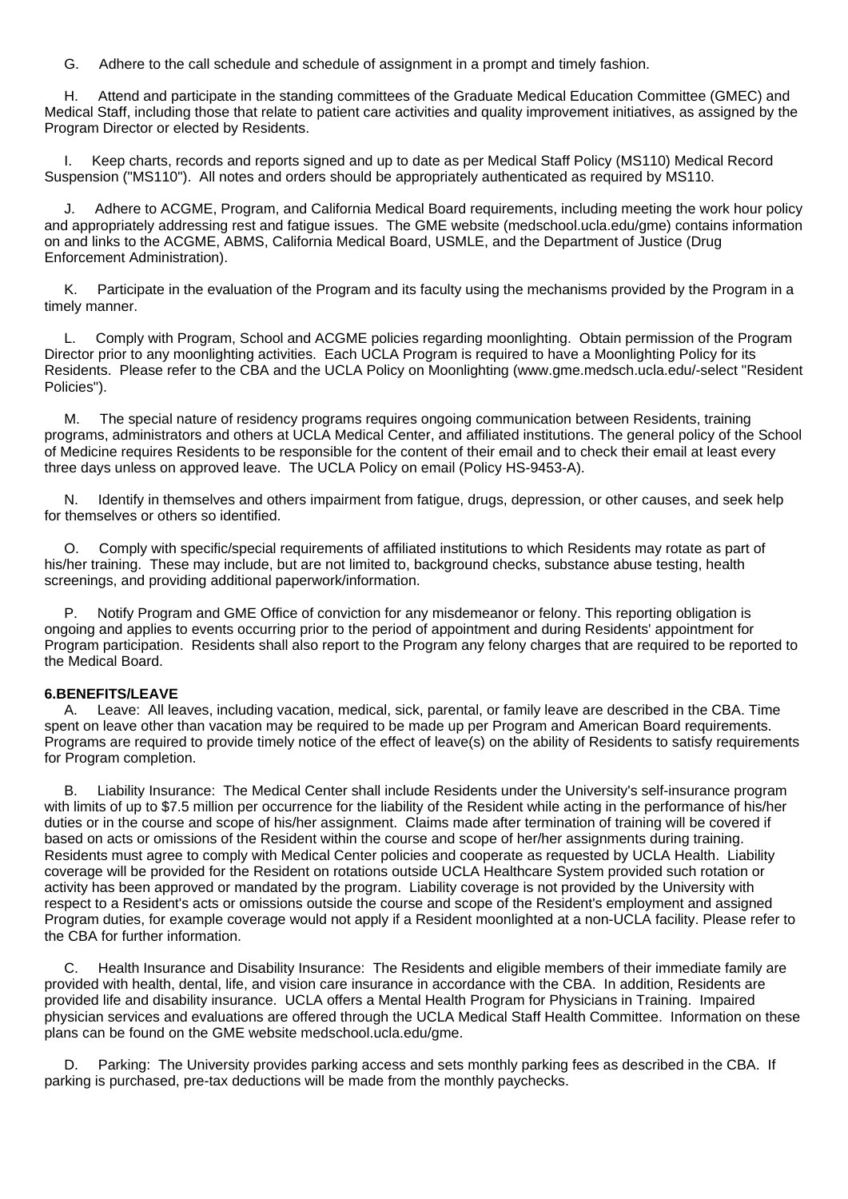G. Adhere to the call schedule and schedule of assignment in a prompt and timely fashion.

H. Attend and participate in the standing committees of the Graduate Medical Education Committee (GMEC) and Medical Staff, including those that relate to patient care activities and quality improvement initiatives, as assigned by the Program Director or elected by Residents.

I. Keep charts, records and reports signed and up to date as per Medical Staff Policy (MS110) Medical Record Suspension ("MS110"). All notes and orders should be appropriately authenticated as required by MS110.

J. Adhere to ACGME, Program, and California Medical Board requirements, including meeting the work hour policy and appropriately addressing rest and fatigue issues. The GME website (medschool.ucla.edu/gme) contains information on and links to the ACGME, ABMS, California Medical Board, USMLE, and the Department of Justice (Drug Enforcement Administration).

K. Participate in the evaluation of the Program and its faculty using the mechanisms provided by the Program in a timely manner.

L. Comply with Program, School and ACGME policies regarding moonlighting. Obtain permission of the Program Director prior to any moonlighting activities. Each UCLA Program is required to have a Moonlighting Policy for its Residents. Please refer to the CBA and the UCLA Policy on Moonlighting (www.gme.medsch.ucla.edu/-select "Resident Policies").

M. The special nature of residency programs requires ongoing communication between Residents, training programs, administrators and others at UCLA Medical Center, and affiliated institutions. The general policy of the School of Medicine requires Residents to be responsible for the content of their email and to check their email at least every three days unless on approved leave. The UCLA Policy on email (Policy HS-9453-A).

N. Identify in themselves and others impairment from fatigue, drugs, depression, or other causes, and seek help for themselves or others so identified.

O. Comply with specific/special requirements of affiliated institutions to which Residents may rotate as part of his/her training. These may include, but are not limited to, background checks, substance abuse testing, health screenings, and providing additional paperwork/information.

P. Notify Program and GME Office of conviction for any misdemeanor or felony. This reporting obligation is ongoing and applies to events occurring prior to the period of appointment and during Residents' appointment for Program participation. Residents shall also report to the Program any felony charges that are required to be reported to the Medical Board.

**6.BENEFITS/LEAVE**

A. Leave: All leaves, including vacation, medical, sick, parental, or family leave are described in the CBA. Time spent on leave other than vacation may be required to be made up per Program and American Board requirements. Programs are required to provide timely notice of the effect of leave(s) on the ability of Residents to satisfy requirements for Program completion.

B. Liability Insurance: The Medical Center shall include Residents under the University's self-insurance program with limits of up to $7.5 million per occurrence for the liability of the Resident while acting in the performance of his/her duties or in the course and scope of his/her assignment. Claims made after termination of training will be covered if based on acts or omissions of the Resident within the course and scope of her/her assignments during training. Residents must agree to comply with Medical Center policies and cooperate as requested by UCLA Health. Liability coverage will be provided for the Resident on rotations outside UCLA Healthcare System provided such rotation or activity has been approved or mandated by the program. Liability coverage is not provided by the University with respect to a Resident's acts or omissions outside the course and scope of the Resident's employment and assigned Program duties, for example coverage would not apply if a Resident moonlighted at a non-UCLA facility. Please refer to the CBA for further information.

C. Health Insurance and Disability Insurance: The Residents and eligible members of their immediate family are provided with health, dental, life, and vision care insurance in accordance with the CBA. In addition, Residents are provided life and disability insurance. UCLA offers a Mental Health Program for Physicians in Training. Impaired physician services and evaluations are offered through the UCLA Medical Staff Health Committee. Information on these plans can be found on the GME website medschool.ucla.edu/gme.

D. Parking: The University provides parking access and sets monthly parking fees as described in the CBA. If parking is purchased, pre-tax deductions will be made from the monthly paychecks.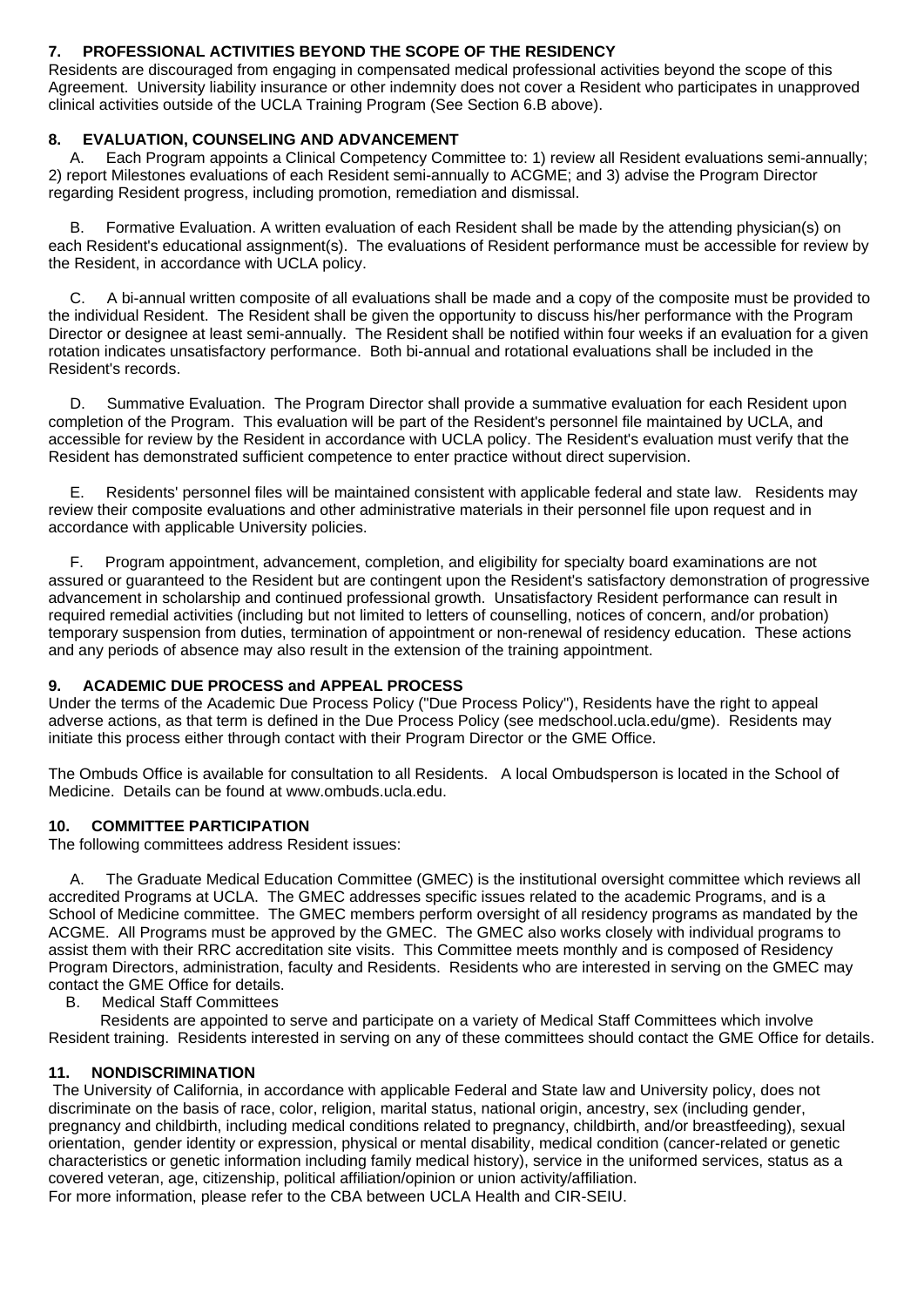## 7. PROFESSIONAL ACTIVITIES BEYOND THE SCOPE OF THE RESIDENCY

Residents are discouraged from engaging in compensated medical professional activities beyond the scope of this Agreement. University liability insurance or other indemnity does not cover a Resident who participates in unapproved clinical activities outside of the UCLA Training Program (See Section 6.B above).

## 8. EVALUATION, COUNSELING AND ADVANCEMENT

A. Each Program appoints a Clinical Competency Committee to: 1) review all Resident evaluations semi-annually; 2) report Milestones evaluations of each Resident semi-annually to ACGME; and 3) advise the Program Director regarding Resident progress, including promotion, remediation and dismissal.

B. Formative Evaluation. A written evaluation of each Resident shall be made by the attending physician(s) on each Resident's educational assignment(s). The evaluations of Resident performance must be accessible for review by the Resident, in accordance with UCLA policy.

C. A bi-annual written composite of all evaluations shall be made and a copy of the composite must be provided to the individual Resident. The Resident shall be given the opportunity to discuss his/her performance with the Program Director or designee at least semi-annually. The Resident shall be notified within four weeks if an evaluation for a given rotation indicates unsatisfactory performance. Both bi-annual and rotational evaluations shall be included in the Resident's records.

D. Summative Evaluation. The Program Director shall provide a summative evaluation for each Resident upon completion of the Program. This evaluation will be part of the Resident's personnel file maintained by UCLA, and accessible for review by the Resident in accordance with UCLA policy. The Resident's evaluation must verify that the Resident has demonstrated sufficient competence to enter practice without direct supervision.

E. Residents' personnel files will be maintained consistent with applicable federal and state law. Residents may review their composite evaluations and other administrative materials in their personnel file upon request and in accordance with applicable University policies.

F. Program appointment, advancement, completion, and eligibility for specialty board examinations are not assured or guaranteed to the Resident but are contingent upon the Resident's satisfactory demonstration of progressive advancement in scholarship and continued professional growth. Unsatisfactory Resident performance can result in required remedial activities (including but not limited to letters of counselling, notices of concern, and/or probation) temporary suspension from duties, termination of appointment or non-renewal of residency education. These actions and any periods of absence may also result in the extension of the training appointment.

## 9. ACADEMIC DUE PROCESS and APPEAL PROCESS

Under the terms of the Academic Due Process Policy ("Due Process Policy"), Residents have the right to appeal adverse actions, as that term is defined in the Due Process Policy (see medschool.ucla.edu/gme). Residents may initiate this process either through contact with their Program Director or the GME Office.

The Ombuds Office is available for consultation to all Residents. A local Ombudsperson is located in the School of Medicine. Details can be found at www.ombuds.ucla.edu.

## 10. COMMITTEE PARTICIPATION

The following committees address Resident issues:

A. The Graduate Medical Education Committee (GMEC) is the institutional oversight committee which reviews all accredited Programs at UCLA. The GMEC addresses specific issues related to the academic Programs, and is a School of Medicine committee. The GMEC members perform oversight of all residency programs as mandated by the ACGME. All Programs must be approved by the GMEC. The GMEC also works closely with individual programs to assist them with their RRC accreditation site visits. This Committee meets monthly and is composed of Residency Program Directors, administration, faculty and Residents. Residents who are interested in serving on the GMEC may contact the GME Office for details.

B. Medical Staff Committees

Residents are appointed to serve and participate on a variety of Medical Staff Committees which involve Resident training. Residents interested in serving on any of these committees should contact the GME Office for details.

## 11. NONDISCRIMINATION

The University of California, in accordance with applicable Federal and State law and University policy, does not discriminate on the basis of race, color, religion, marital status, national origin, ancestry, sex (including gender, pregnancy and childbirth, including medical conditions related to pregnancy, childbirth, and/or breastfeeding), sexual orientation, gender identity or expression, physical or mental disability, medical condition (cancer-related or genetic characteristics or genetic information including family medical history), service in the uniformed services, status as a covered veteran, age, citizenship, political affiliation/opinion or union activity/affiliation.

For more information, please refer to the CBA between UCLA Health and CIR-SEIU.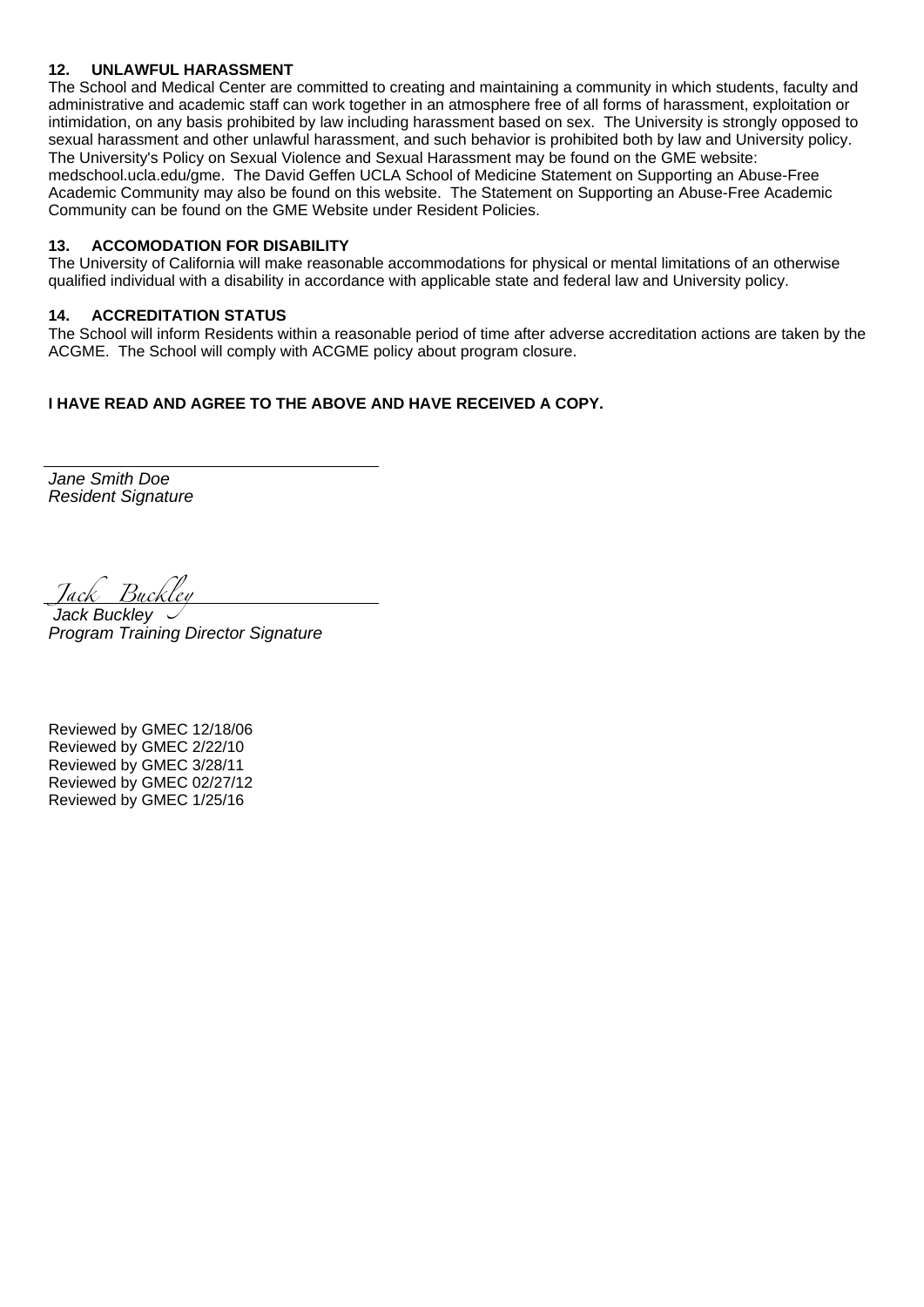**12. UNLAWFUL HARASSMENT**

The School and Medical Center are committed to creating and maintaining a community in which students, faculty and administrative and academic staff can work together in an atmosphere free of all forms of harassment, exploitation or intimidation, on any basis prohibited by law including harassment based on sex. The University is strongly opposed to sexual harassment and other unlawful harassment, and such behavior is prohibited both by law and University policy. The University's Policy on Sexual Violence and Sexual Harassment may be found on the GME website: medschool.ucla.edu/gme. The David Geffen UCLA School of Medicine Statement on Supporting an Abuse-Free Academic Community may also be found on this website. The Statement on Supporting an Abuse-Free Academic Community can be found on the GME Website under Resident Policies.

**13. ACCOMODATION FOR DISABILITY**

The University of California will make reasonable accommodations for physical or mental limitations of an otherwise qualified individual with a disability in accordance with applicable state and federal law and University policy.

**14. ACCREDITATION STATUS**

The School will inform Residents within a reasonable period of time after adverse accreditation actions are taken by the ACGME. The School will comply with ACGME policy about program closure.

**I HAVE READ AND AGREE TO THE ABOVE AND HAVE RECEIVED A COPY.**

\_\_\_\_\_\_\_\_\_\_\_\_\_\_\_\_\_\_\_\_\_\_\_\_\_\_\_\_\_\_\_\_\_\_\_\_

*Jane Smith Doe*
*Resident Signature*

*Jack Buckley*
\_\_\_\_\_\_\_\_\_\_\_\_\_\_\_\_\_\_\_\_\_\_\_\_\_\_\_\_\_\_\_\_\_\_\_\_

*Jack Buckley*
*Program Training Director Signature*

Reviewed by GMEC 12/18/06
Reviewed by GMEC 2/22/10
Reviewed by GMEC 3/28/11
Reviewed by GMEC 02/27/12
Reviewed by GMEC 1/25/16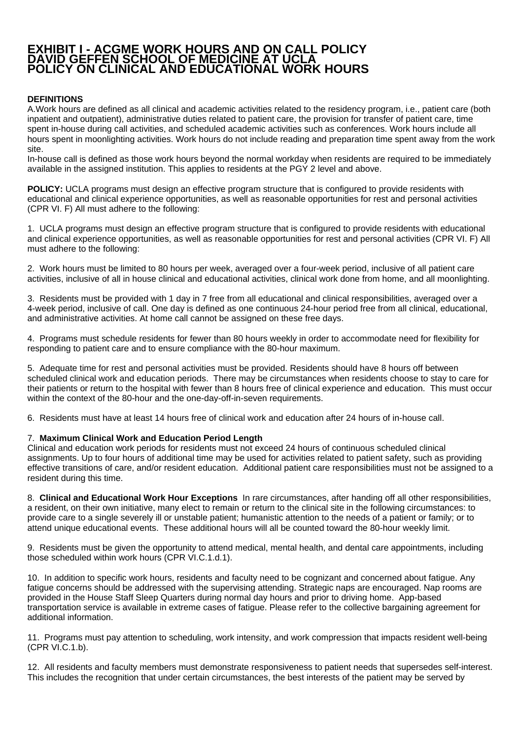# EXHIBIT I - ACGME WORK HOURS AND ON CALL POLICY
# DAVID GEFFEN SCHOOL OF MEDICINE AT UCLA
# POLICY ON CLINICAL AND EDUCATIONAL WORK HOURS

**DEFINITIONS**

A.Work hours are defined as all clinical and academic activities related to the residency program, i.e., patient care (both inpatient and outpatient), administrative duties related to patient care, the provision for transfer of patient care, time spent in-house during call activities, and scheduled academic activities such as conferences. Work hours include all hours spent in moonlighting activities. Work hours do not include reading and preparation time spent away from the work site.

In-house call is defined as those work hours beyond the normal workday when residents are required to be immediately available in the assigned institution. This applies to residents at the PGY 2 level and above.

**POLICY:** UCLA programs must design an effective program structure that is configured to provide residents with educational and clinical experience opportunities, as well as reasonable opportunities for rest and personal activities (CPR VI. F) All must adhere to the following:

1. UCLA programs must design an effective program structure that is configured to provide residents with educational and clinical experience opportunities, as well as reasonable opportunities for rest and personal activities (CPR VI. F) All must adhere to the following:

2. Work hours must be limited to 80 hours per week, averaged over a four-week period, inclusive of all patient care activities, inclusive of all in house clinical and educational activities, clinical work done from home, and all moonlighting.

3. Residents must be provided with 1 day in 7 free from all educational and clinical responsibilities, averaged over a 4-week period, inclusive of call. One day is defined as one continuous 24-hour period free from all clinical, educational, and administrative activities. At home call cannot be assigned on these free days.

4. Programs must schedule residents for fewer than 80 hours weekly in order to accommodate need for flexibility for responding to patient care and to ensure compliance with the 80-hour maximum.

5. Adequate time for rest and personal activities must be provided. Residents should have 8 hours off between scheduled clinical work and education periods. There may be circumstances when residents choose to stay to care for their patients or return to the hospital with fewer than 8 hours free of clinical experience and education. This must occur within the context of the 80-hour and the one-day-off-in-seven requirements.

6. Residents must have at least 14 hours free of clinical work and education after 24 hours of in-house call.

7. **Maximum Clinical Work and Education Period Length**
Clinical and education work periods for residents must not exceed 24 hours of continuous scheduled clinical assignments. Up to four hours of additional time may be used for activities related to patient safety, such as providing effective transitions of care, and/or resident education. Additional patient care responsibilities must not be assigned to a resident during this time.

8. **Clinical and Educational Work Hour Exceptions** In rare circumstances, after handing off all other responsibilities, a resident, on their own initiative, many elect to remain or return to the clinical site in the following circumstances: to provide care to a single severely ill or unstable patient; humanistic attention to the needs of a patient or family; or to attend unique educational events. These additional hours will all be counted toward the 80-hour weekly limit.

9. Residents must be given the opportunity to attend medical, mental health, and dental care appointments, including those scheduled within work hours (CPR VI.C.1.d.1).

10. In addition to specific work hours, residents and faculty need to be cognizant and concerned about fatigue. Any fatigue concerns should be addressed with the supervising attending. Strategic naps are encouraged. Nap rooms are provided in the House Staff Sleep Quarters during normal day hours and prior to driving home. App-based transportation service is available in extreme cases of fatigue. Please refer to the collective bargaining agreement for additional information.

11. Programs must pay attention to scheduling, work intensity, and work compression that impacts resident well-being (CPR VI.C.1.b).

12. All residents and faculty members must demonstrate responsiveness to patient needs that supersedes self-interest. This includes the recognition that under certain circumstances, the best interests of the patient may be served by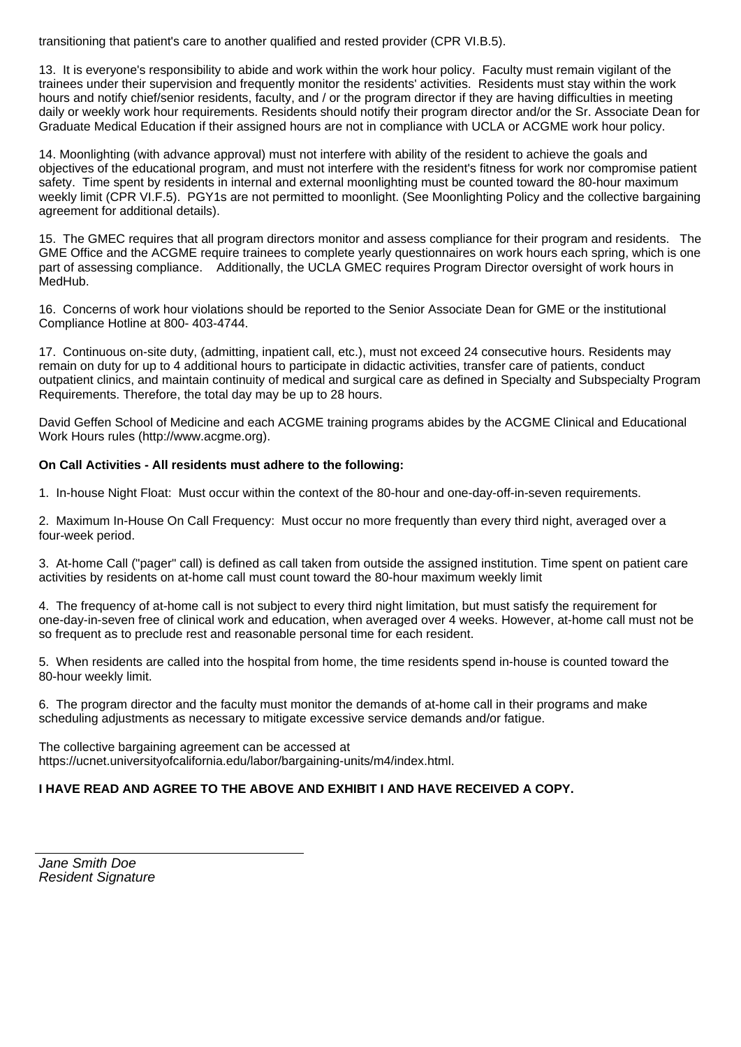transitioning that patient's care to another qualified and rested provider (CPR VI.B.5).

13. It is everyone's responsibility to abide and work within the work hour policy. Faculty must remain vigilant of the trainees under their supervision and frequently monitor the residents' activities. Residents must stay within the work hours and notify chief/senior residents, faculty, and / or the program director if they are having difficulties in meeting daily or weekly work hour requirements. Residents should notify their program director and/or the Sr. Associate Dean for Graduate Medical Education if their assigned hours are not in compliance with UCLA or ACGME work hour policy.

14. Moonlighting (with advance approval) must not interfere with ability of the resident to achieve the goals and objectives of the educational program, and must not interfere with the resident's fitness for work nor compromise patient safety. Time spent by residents in internal and external moonlighting must be counted toward the 80-hour maximum weekly limit (CPR VI.F.5). PGY1s are not permitted to moonlight. (See Moonlighting Policy and the collective bargaining agreement for additional details).

15. The GMEC requires that all program directors monitor and assess compliance for their program and residents. The GME Office and the ACGME require trainees to complete yearly questionnaires on work hours each spring, which is one part of assessing compliance. Additionally, the UCLA GMEC requires Program Director oversight of work hours in MedHub.

16. Concerns of work hour violations should be reported to the Senior Associate Dean for GME or the institutional Compliance Hotline at 800- 403-4744.

17. Continuous on-site duty, (admitting, inpatient call, etc.), must not exceed 24 consecutive hours. Residents may remain on duty for up to 4 additional hours to participate in didactic activities, transfer care of patients, conduct outpatient clinics, and maintain continuity of medical and surgical care as defined in Specialty and Subspecialty Program Requirements. Therefore, the total day may be up to 28 hours.

David Geffen School of Medicine and each ACGME training programs abides by the ACGME Clinical and Educational Work Hours rules (http://www.acgme.org).

**On Call Activities - All residents must adhere to the following:**

1. In-house Night Float: Must occur within the context of the 80-hour and one-day-off-in-seven requirements.

2. Maximum In-House On Call Frequency: Must occur no more frequently than every third night, averaged over a four-week period.

3. At-home Call ("pager" call) is defined as call taken from outside the assigned institution. Time spent on patient care activities by residents on at-home call must count toward the 80-hour maximum weekly limit

4. The frequency of at-home call is not subject to every third night limitation, but must satisfy the requirement for one-day-in-seven free of clinical work and education, when averaged over 4 weeks. However, at-home call must not be so frequent as to preclude rest and reasonable personal time for each resident.

5. When residents are called into the hospital from home, the time residents spend in-house is counted toward the 80-hour weekly limit.

6. The program director and the faculty must monitor the demands of at-home call in their programs and make scheduling adjustments as necessary to mitigate excessive service demands and/or fatigue.

The collective bargaining agreement can be accessed at https://ucnet.universityofcalifornia.edu/labor/bargaining-units/m4/index.html.

**I HAVE READ AND AGREE TO THE ABOVE AND EXHIBIT I AND HAVE RECEIVED A COPY.**

______________________________

*Jane Smith Doe*
*Resident Signature*